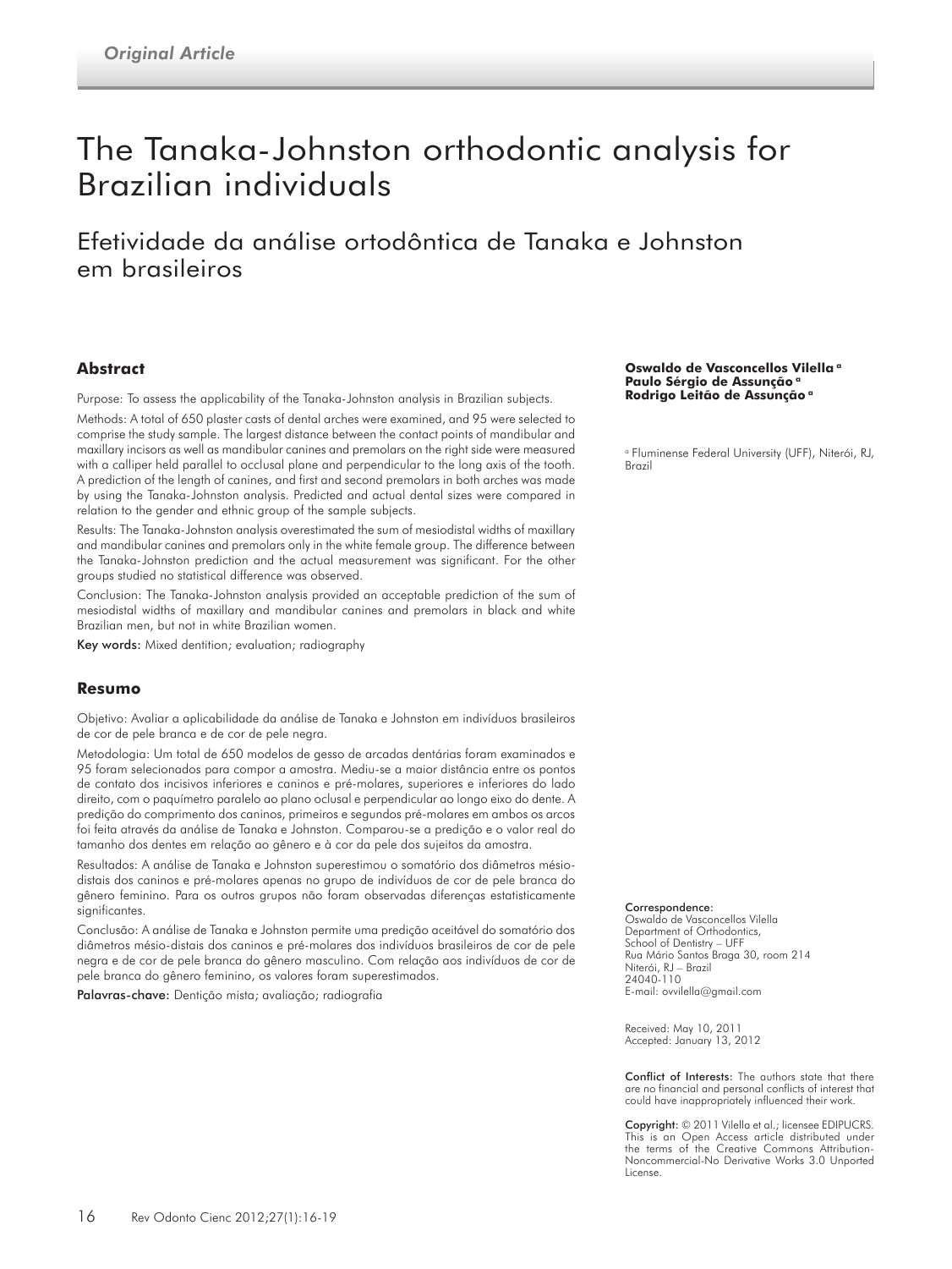*Original Article*

# The Tanaka-Johnston orthodontic analysis for Brazilian individuals

## Efetividade da análise ortodôntica de Tanaka e Johnston em brasileiros

**Oswaldo de Vasconcellos Vilella** [a]
**Paulo Sérgio de Assunção** [a]
**Rodrigo Leitão de Assunção** [a]

[a] Fluminense Federal University (UFF), Niterói, RJ, Brazil

### Abstract

Purpose: To assess the applicability of the Tanaka-Johnston analysis in Brazilian subjects.

Methods: A total of 650 plaster casts of dental arches were examined, and 95 were selected to comprise the study sample. The largest distance between the contact points of mandibular and maxillary incisors as well as mandibular canines and premolars on the right side were measured with a calliper held parallel to occlusal plane and perpendicular to the long axis of the tooth. A prediction of the length of canines, and first and second premolars in both arches was made by using the Tanaka-Johnston analysis. Predicted and actual dental sizes were compared in relation to the gender and ethnic group of the sample subjects.

Results: The Tanaka-Johnston analysis overestimated the sum of mesiodistal widths of maxillary and mandibular canines and premolars only in the white female group. The difference between the Tanaka-Johnston prediction and the actual measurement was significant. For the other groups studied no statistical difference was observed.

Conclusion: The Tanaka-Johnston analysis provided an acceptable prediction of the sum of mesiodistal widths of maxillary and mandibular canines and premolars in black and white Brazilian men, but not in white Brazilian women.

Key words: Mixed dentition; evaluation; radiography

### Resumo

Objetivo: Avaliar a aplicabilidade da análise de Tanaka e Johnston em indivíduos brasileiros de cor de pele branca e de cor de pele negra.

Metodologia: Um total de 650 modelos de gesso de arcadas dentárias foram examinados e 95 foram selecionados para compor a amostra. Mediu-se a maior distância entre os pontos de contato dos incisivos inferiores e caninos e pré-molares, superiores e inferiores do lado direito, com o paquímetro paralelo ao plano oclusal e perpendicular ao longo eixo do dente. A predição do comprimento dos caninos, primeiros e segundos pré-molares em ambos os arcos foi feita através da análise de Tanaka e Johnston. Comparou-se a predição e o valor real do tamanho dos dentes em relação ao gênero e à cor da pele dos sujeitos da amostra.

Resultados: A análise de Tanaka e Johnston superestimou o somatório dos diâmetros mésio-distais dos caninos e pré-molares apenas no grupo de indivíduos de cor de pele branca do gênero feminino. Para os outros grupos não foram observadas diferenças estatisticamente significantes.

Conclusão: A análise de Tanaka e Johnston permite uma predição aceitável do somatório dos diâmetros mésio-distais dos caninos e pré-molares dos indivíduos brasileiros de cor de pele negra e de cor de pele branca do gênero masculino. Com relação aos indivíduos de cor de pele branca do gênero feminino, os valores foram superestimados.

Palavras-chave: Dentição mista; avaliação; radiografia

Correspondence:
Oswaldo de Vasconcellos Vilella
Department of Orthodontics,
School of Dentistry – UFF
Rua Mário Santos Braga 30, room 214
Niterói, RJ – Brazil
24040-110
E-mail: ovvilella@gmail.com

Received: May 10, 2011
Accepted: January 13, 2012

Conflict of Interests: The authors state that there are no financial and personal conflicts of interest that could have inappropriately influenced their work.

Copyright: © 2011 Vilella et al.; licensee EDIPUCRS. This is an Open Access article distributed under the terms of the Creative Commons Attribution-Noncommercial-No Derivative Works 3.0 Unported License.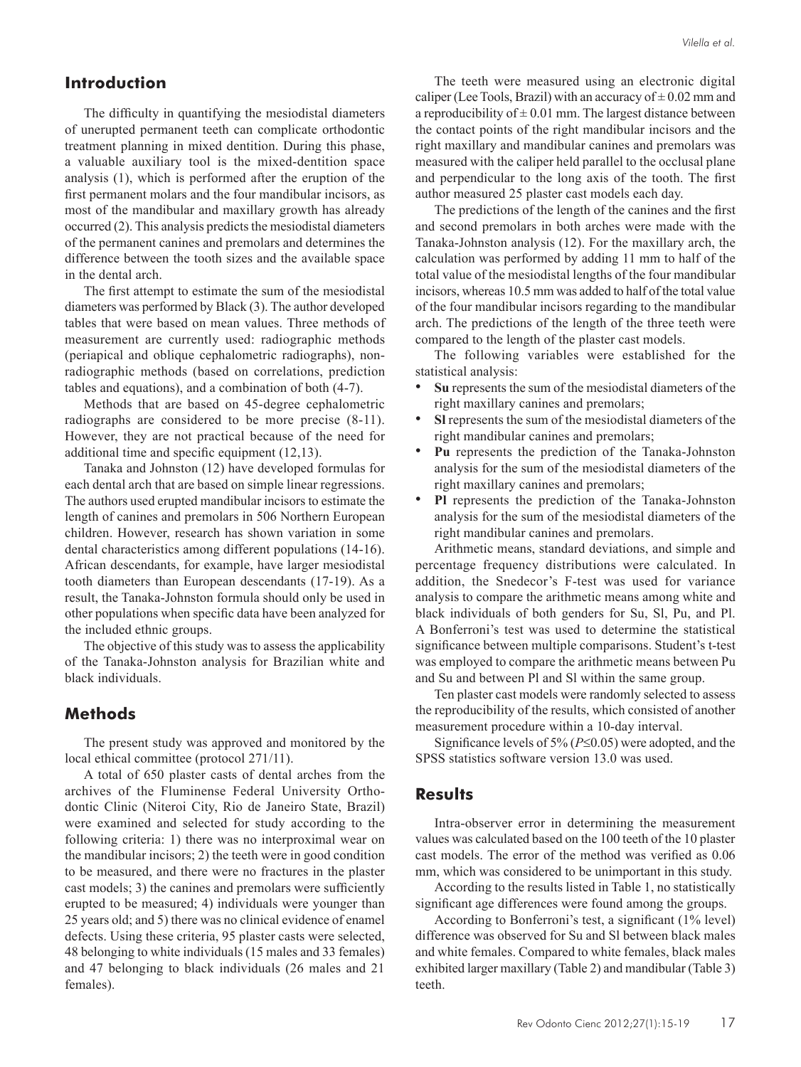## Introduction

The difficulty in quantifying the mesiodistal diameters of unerupted permanent teeth can complicate orthodontic treatment planning in mixed dentition. During this phase, a valuable auxiliary tool is the mixed-dentition space analysis (1), which is performed after the eruption of the first permanent molars and the four mandibular incisors, as most of the mandibular and maxillary growth has already occurred (2). This analysis predicts the mesiodistal diameters of the permanent canines and premolars and determines the difference between the tooth sizes and the available space in the dental arch.

The first attempt to estimate the sum of the mesiodistal diameters was performed by Black (3). The author developed tables that were based on mean values. Three methods of measurement are currently used: radiographic methods (periapical and oblique cephalometric radiographs), non-radiographic methods (based on correlations, prediction tables and equations), and a combination of both (4-7).

Methods that are based on 45-degree cephalometric radiographs are considered to be more precise (8-11). However, they are not practical because of the need for additional time and specific equipment (12,13).

Tanaka and Johnston (12) have developed formulas for each dental arch that are based on simple linear regressions. The authors used erupted mandibular incisors to estimate the length of canines and premolars in 506 Northern European children. However, research has shown variation in some dental characteristics among different populations (14-16). African descendants, for example, have larger mesiodistal tooth diameters than European descendants (17-19). As a result, the Tanaka-Johnston formula should only be used in other populations when specific data have been analyzed for the included ethnic groups.

The objective of this study was to assess the applicability of the Tanaka-Johnston analysis for Brazilian white and black individuals.

## Methods

The present study was approved and monitored by the local ethical committee (protocol 271/11).

A total of 650 plaster casts of dental arches from the archives of the Fluminense Federal University Orthodontic Clinic (Niteroi City, Rio de Janeiro State, Brazil) were examined and selected for study according to the following criteria: 1) there was no interproximal wear on the mandibular incisors; 2) the teeth were in good condition to be measured, and there were no fractures in the plaster cast models; 3) the canines and premolars were sufficiently erupted to be measured; 4) individuals were younger than 25 years old; and 5) there was no clinical evidence of enamel defects. Using these criteria, 95 plaster casts were selected, 48 belonging to white individuals (15 males and 33 females) and 47 belonging to black individuals (26 males and 21 females).

The teeth were measured using an electronic digital caliper (Lee Tools, Brazil) with an accuracy of ± 0.02 mm and a reproducibility of ± 0.01 mm. The largest distance between the contact points of the right mandibular incisors and the right maxillary and mandibular canines and premolars was measured with the caliper held parallel to the occlusal plane and perpendicular to the long axis of the tooth. The first author measured 25 plaster cast models each day.

The predictions of the length of the canines and the first and second premolars in both arches were made with the Tanaka-Johnston analysis (12). For the maxillary arch, the calculation was performed by adding 11 mm to half of the total value of the mesiodistal lengths of the four mandibular incisors, whereas 10.5 mm was added to half of the total value of the four mandibular incisors regarding to the mandibular arch. The predictions of the length of the three teeth were compared to the length of the plaster cast models.

The following variables were established for the statistical analysis:

- **Su** represents the sum of the mesiodistal diameters of the right maxillary canines and premolars;
- **Sl** represents the sum of the mesiodistal diameters of the right mandibular canines and premolars;
- **Pu** represents the prediction of the Tanaka-Johnston analysis for the sum of the mesiodistal diameters of the right maxillary canines and premolars;
- **Pl** represents the prediction of the Tanaka-Johnston analysis for the sum of the mesiodistal diameters of the right mandibular canines and premolars.

Arithmetic means, standard deviations, and simple and percentage frequency distributions were calculated. In addition, the Snedecor's F-test was used for variance analysis to compare the arithmetic means among white and black individuals of both genders for Su, Sl, Pu, and Pl. A Bonferroni's test was used to determine the statistical significance between multiple comparisons. Student's t-test was employed to compare the arithmetic means between Pu and Su and between Pl and Sl within the same group.

Ten plaster cast models were randomly selected to assess the reproducibility of the results, which consisted of another measurement procedure within a 10-day interval.

Significance levels of 5% ($P \leq 0.05$) were adopted, and the SPSS statistics software version 13.0 was used.

## Results

Intra-observer error in determining the measurement values was calculated based on the 100 teeth of the 10 plaster cast models. The error of the method was verified as 0.06 mm, which was considered to be unimportant in this study.

According to the results listed in Table 1, no statistically significant age differences were found among the groups.

According to Bonferroni's test, a significant (1% level) difference was observed for Su and Sl between black males and white females. Compared to white females, black males exhibited larger maxillary (Table 2) and mandibular (Table 3) teeth.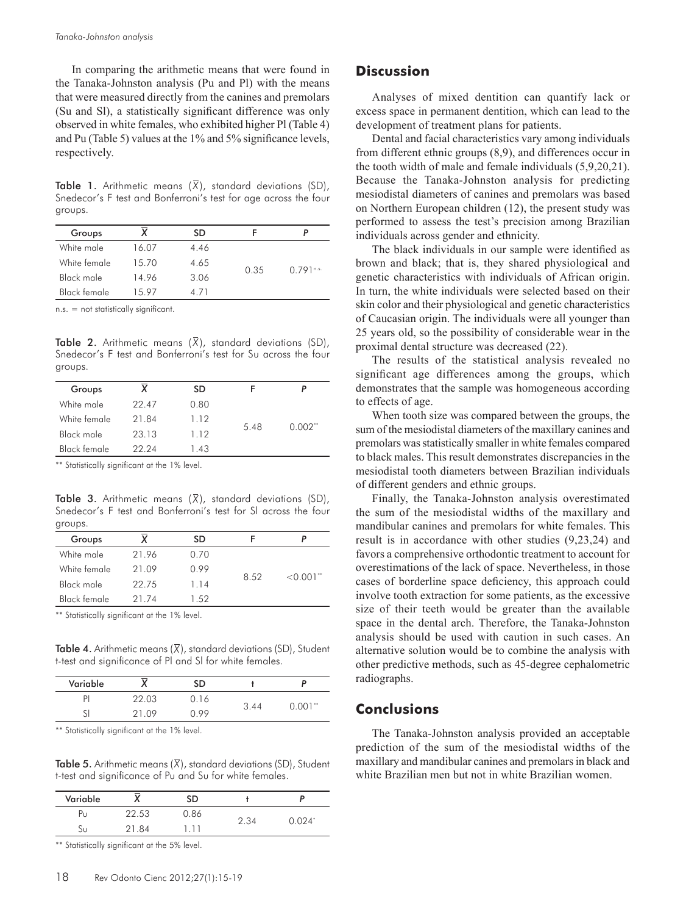In comparing the arithmetic means that were found in the Tanaka-Johnston analysis (Pu and Pl) with the means that were measured directly from the canines and premolars (Su and Sl), a statistically significant difference was only observed in white females, who exhibited higher Pl (Table 4) and Pu (Table 5) values at the 1% and 5% significance levels, respectively.

**Table 1.** Arithmetic means ($\overline{X}$), standard deviations (SD), Snedecor's F test and Bonferroni's test for age across the four groups.

| Groups | $\overline{X}$ | SD | F | P |
|---|---|---|---|---|
| White male | 16.07 | 4.46 | 0.35 | 0.791[n.s.] |
| White female | 15.70 | 4.65 | | |
| Black male | 14.96 | 3.06 | | |
| Black female | 15.97 | 4.71 | | |

n.s. = not statistically significant.

**Table 2.** Arithmetic means ($\overline{X}$), standard deviations (SD), Snedecor's F test and Bonferroni's test for Su across the four groups.

| Groups | $\overline{X}$ | SD | F | P |
|---|---|---|---|---|
| White male | 22.47 | 0.80 | 5.48 | 0.002** |
| White female | 21.84 | 1.12 | | |
| Black male | 23.13 | 1.12 | | |
| Black female | 22.24 | 1.43 | | |

** Statistically significant at the 1% level.

**Table 3.** Arithmetic means ($\overline{X}$), standard deviations (SD), Snedecor's F test and Bonferroni's test for Sl across the four groups.

| Groups | $\overline{X}$ | SD | F | P |
|---|---|---|---|---|
| White male | 21.96 | 0.70 | 8.52 | <0.001** |
| White female | 21.09 | 0.99 | | |
| Black male | 22.75 | 1.14 | | |
| Black female | 21.74 | 1.52 | | |

** Statistically significant at the 1% level.

**Table 4.** Arithmetic means ($\overline{X}$), standard deviations (SD), Student t-test and significance of Pl and Sl for white females.

| Variable | $\overline{X}$ | SD | t | P |
|---|---|---|---|---|
| Pl | 22.03 | 0.16 | 3.44 | 0.001** |
| Sl | 21.09 | 0.99 | | |

** Statistically significant at the 1% level.

**Table 5.** Arithmetic means ($\overline{X}$), standard deviations (SD), Student t-test and significance of Pu and Su for white females.

| Variable | $\overline{X}$ | SD | t | P |
|---|---|---|---|---|
| Pu | 22.53 | 0.86 | 2.34 | 0.024* |
| Su | 21.84 | 1.11 | | |

** Statistically significant at the 5% level.

## Discussion

Analyses of mixed dentition can quantify lack or excess space in permanent dentition, which can lead to the development of treatment plans for patients.

Dental and facial characteristics vary among individuals from different ethnic groups (8,9), and differences occur in the tooth width of male and female individuals (5,9,20,21). Because the Tanaka-Johnston analysis for predicting mesiodistal diameters of canines and premolars was based on Northern European children (12), the present study was performed to assess the test's precision among Brazilian individuals across gender and ethnicity.

The black individuals in our sample were identified as brown and black; that is, they shared physiological and genetic characteristics with individuals of African origin. In turn, the white individuals were selected based on their skin color and their physiological and genetic characteristics of Caucasian origin. The individuals were all younger than 25 years old, so the possibility of considerable wear in the proximal dental structure was decreased (22).

The results of the statistical analysis revealed no significant age differences among the groups, which demonstrates that the sample was homogeneous according to effects of age.

When tooth size was compared between the groups, the sum of the mesiodistal diameters of the maxillary canines and premolars was statistically smaller in white females compared to black males. This result demonstrates discrepancies in the mesiodistal tooth diameters between Brazilian individuals of different genders and ethnic groups.

Finally, the Tanaka-Johnston analysis overestimated the sum of the mesiodistal widths of the maxillary and mandibular canines and premolars for white females. This result is in accordance with other studies (9,23,24) and favors a comprehensive orthodontic treatment to account for overestimations of the lack of space. Nevertheless, in those cases of borderline space deficiency, this approach could involve tooth extraction for some patients, as the excessive size of their teeth would be greater than the available space in the dental arch. Therefore, the Tanaka-Johnston analysis should be used with caution in such cases. An alternative solution would be to combine the analysis with other predictive methods, such as 45-degree cephalometric radiographs.

## Conclusions

The Tanaka-Johnston analysis provided an acceptable prediction of the sum of the mesiodistal widths of the maxillary and mandibular canines and premolars in black and white Brazilian men but not in white Brazilian women.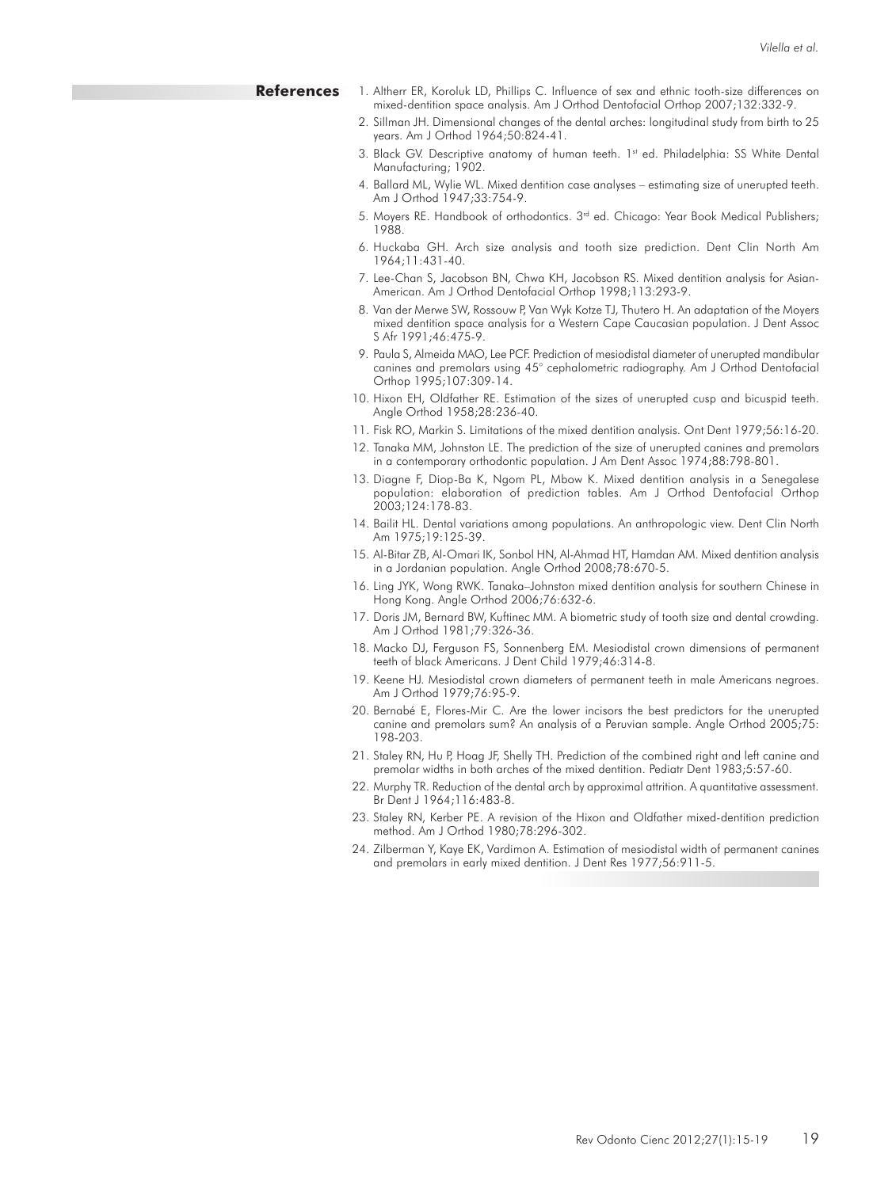## References

1. Altherr ER, Koroluk LD, Phillips C. Influence of sex and ethnic tooth-size differences on mixed-dentition space analysis. Am J Orthod Dentofacial Orthop 2007;132:332-9.
2. Sillman JH. Dimensional changes of the dental arches: longitudinal study from birth to 25 years. Am J Orthod 1964;50:824-41.
3. Black GV. Descriptive anatomy of human teeth. 1st ed. Philadelphia: SS White Dental Manufacturing; 1902.
4. Ballard ML, Wylie WL. Mixed dentition case analyses – estimating size of unerupted teeth. Am J Orthod 1947;33:754-9.
5. Moyers RE. Handbook of orthodontics. 3rd ed. Chicago: Year Book Medical Publishers; 1988.
6. Huckaba GH. Arch size analysis and tooth size prediction. Dent Clin North Am 1964;11:431-40.
7. Lee-Chan S, Jacobson BN, Chwa KH, Jacobson RS. Mixed dentition analysis for Asian-American. Am J Orthod Dentofacial Orthop 1998;113:293-9.
8. Van der Merwe SW, Rossouw P, Van Wyk Kotze TJ, Thutero H. An adaptation of the Moyers mixed dentition space analysis for a Western Cape Caucasian population. J Dent Assoc S Afr 1991;46:475-9.
9. Paula S, Almeida MAO, Lee PCF. Prediction of mesiodistal diameter of unerupted mandibular canines and premolars using 45° cephalometric radiography. Am J Orthod Dentofacial Orthop 1995;107:309-14.
10. Hixon EH, Oldfather RE. Estimation of the sizes of unerupted cusp and bicuspid teeth. Angle Orthod 1958;28:236-40.
11. Fisk RO, Markin S. Limitations of the mixed dentition analysis. Ont Dent 1979;56:16-20.
12. Tanaka MM, Johnston LE. The prediction of the size of unerupted canines and premolars in a contemporary orthodontic population. J Am Dent Assoc 1974;88:798-801.
13. Diagne F, Diop-Ba K, Ngom PL, Mbow K. Mixed dentition analysis in a Senegalese population: elaboration of prediction tables. Am J Orthod Dentofacial Orthop 2003;124:178-83.
14. Bailit HL. Dental variations among populations. An anthropologic view. Dent Clin North Am 1975;19:125-39.
15. Al-Bitar ZB, Al-Omari IK, Sonbol HN, Al-Ahmad HT, Hamdan AM. Mixed dentition analysis in a Jordanian population. Angle Orthod 2008;78:670-5.
16. Ling JYK, Wong RWK. Tanaka–Johnston mixed dentition analysis for southern Chinese in Hong Kong. Angle Orthod 2006;76:632-6.
17. Doris JM, Bernard BW, Kuftinec MM. A biometric study of tooth size and dental crowding. Am J Orthod 1981;79:326-36.
18. Macko DJ, Ferguson FS, Sonnenberg EM. Mesiodistal crown dimensions of permanent teeth of black Americans. J Dent Child 1979;46:314-8.
19. Keene HJ. Mesiodistal crown diameters of permanent teeth in male Americans negroes. Am J Orthod 1979;76:95-9.
20. Bernabé E, Flores-Mir C. Are the lower incisors the best predictors for the unerupted canine and premolars sum? An analysis of a Peruvian sample. Angle Orthod 2005;75: 198-203.
21. Staley RN, Hu P, Hoag JF, Shelly TH. Prediction of the combined right and left canine and premolar widths in both arches of the mixed dentition. Pediatr Dent 1983;5:57-60.
22. Murphy TR. Reduction of the dental arch by approximal attrition. A quantitative assessment. Br Dent J 1964;116:483-8.
23. Staley RN, Kerber PE. A revision of the Hixon and Oldfather mixed-dentition prediction method. Am J Orthod 1980;78:296-302.
24. Zilberman Y, Kaye EK, Vardimon A. Estimation of mesiodistal width of permanent canines and premolars in early mixed dentition. J Dent Res 1977;56:911-5.